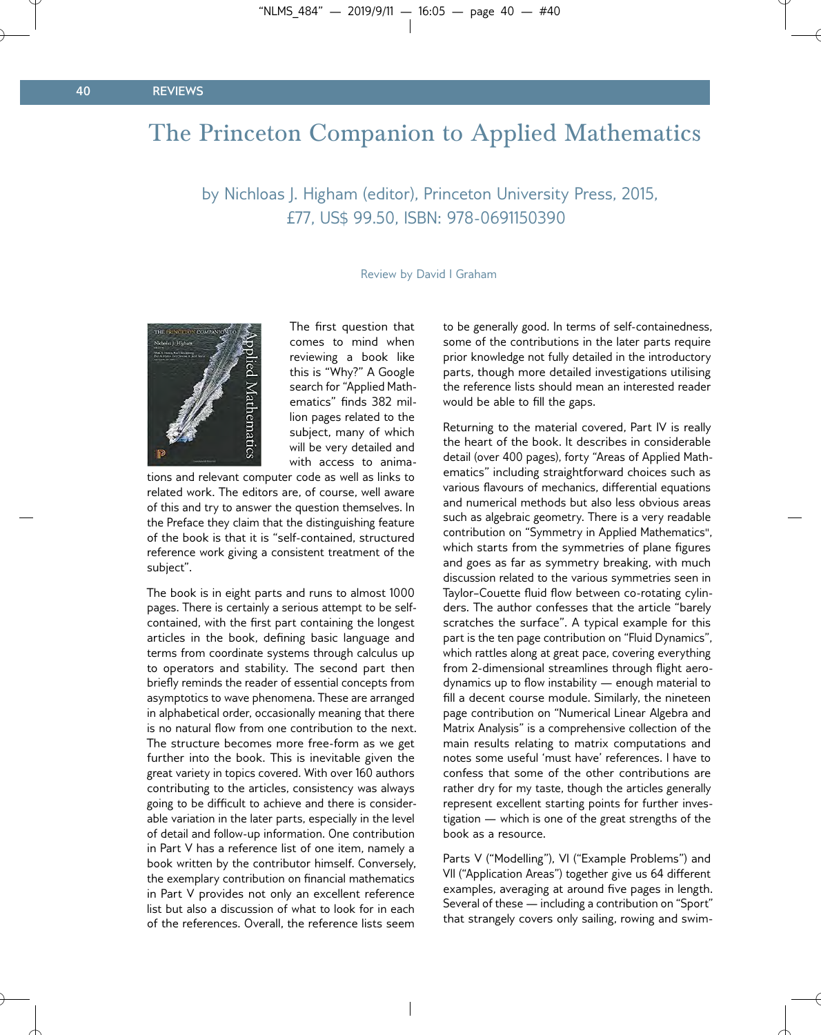# The Princeton Companion to Applied Mathematics

by Nichloas J. Higham (editor), Princeton University Press, 2015, £77, US$ 99.50, ISBN: 978-0691150390

Review by David I Graham

The first question that comes to mind when reviewing a book like this is "Why?" A Google search for "Applied Mathematics" finds 382 million pages related to the subject, many of which will be very detailed and with access to animations and relevant computer code as well as links to related work. The editors are, of course, well aware of this and try to answer the question themselves. In the Preface they claim that the distinguishing feature of the book is that it is "self-contained, structured reference work giving a consistent treatment of the subject".

The book is in eight parts and runs to almost 1000 pages. There is certainly a serious attempt to be self-contained, with the first part containing the longest articles in the book, defining basic language and terms from coordinate systems through calculus up to operators and stability. The second part then briefly reminds the reader of essential concepts from asymptotics to wave phenomena. These are arranged in alphabetical order, occasionally meaning that there is no natural flow from one contribution to the next. The structure becomes more free-form as we get further into the book. This is inevitable given the great variety in topics covered. With over 160 authors contributing to the articles, consistency was always going to be difficult to achieve and there is considerable variation in the later parts, especially in the level of detail and follow-up information. One contribution in Part V has a reference list of one item, namely a book written by the contributor himself. Conversely, the exemplary contribution on financial mathematics in Part V provides not only an excellent reference list but also a discussion of what to look for in each of the references. Overall, the reference lists seem to be generally good. In terms of self-containedness, some of the contributions in the later parts require prior knowledge not fully detailed in the introductory parts, though more detailed investigations utilising the reference lists should mean an interested reader would be able to fill the gaps.

Returning to the material covered, Part IV is really the heart of the book. It describes in considerable detail (over 400 pages), forty "Areas of Applied Mathematics" including straightforward choices such as various flavours of mechanics, differential equations and numerical methods but also less obvious areas such as algebraic geometry. There is a very readable contribution on "Symmetry in Applied Mathematics", which starts from the symmetries of plane figures and goes as far as symmetry breaking, with much discussion related to the various symmetries seen in Taylor–Couette fluid flow between co-rotating cylinders. The author confesses that the article "barely scratches the surface". A typical example for this part is the ten page contribution on "Fluid Dynamics", which rattles along at great pace, covering everything from 2-dimensional streamlines through flight aerodynamics up to flow instability — enough material to fill a decent course module. Similarly, the nineteen page contribution on "Numerical Linear Algebra and Matrix Analysis" is a comprehensive collection of the main results relating to matrix computations and notes some useful 'must have' references. I have to confess that some of the other contributions are rather dry for my taste, though the articles generally represent excellent starting points for further investigation — which is one of the great strengths of the book as a resource.

Parts V ("Modelling"), VI ("Example Problems") and VII ("Application Areas") together give us 64 different examples, averaging at around five pages in length. Several of these — including a contribution on "Sport" that strangely covers only sailing, rowing and swim-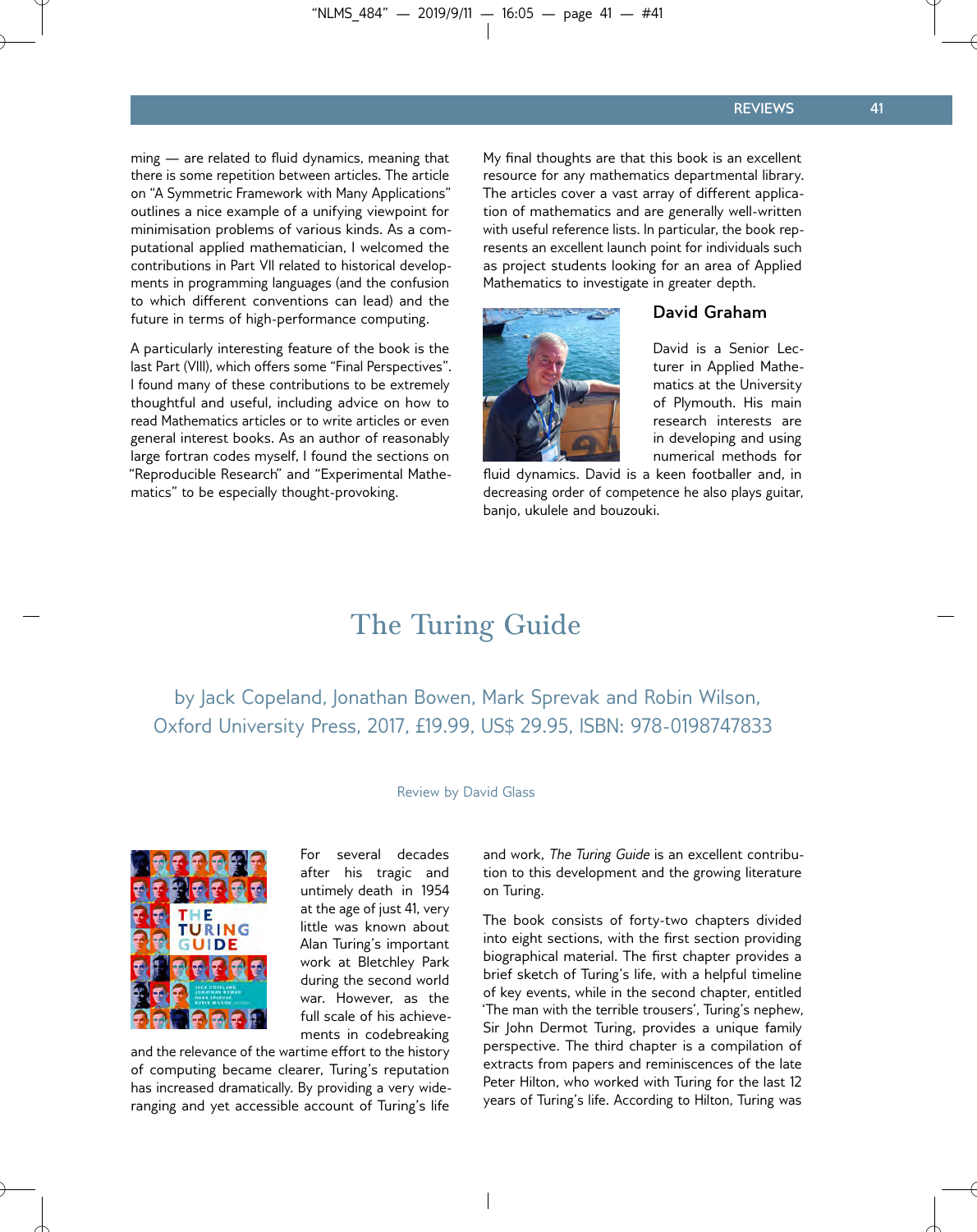ming — are related to fluid dynamics, meaning that there is some repetition between articles. The article on "A Symmetric Framework with Many Applications" outlines a nice example of a unifying viewpoint for minimisation problems of various kinds. As a computational applied mathematician, I welcomed the contributions in Part VII related to historical developments in programming languages (and the confusion to which different conventions can lead) and the future in terms of high-performance computing.

A particularly interesting feature of the book is the last Part (VIII), which offers some "Final Perspectives". I found many of these contributions to be extremely thoughtful and useful, including advice on how to read Mathematics articles or to write articles or even general interest books. As an author of reasonably large fortran codes myself, I found the sections on "Reproducible Research" and "Experimental Mathematics" to be especially thought-provoking.

My final thoughts are that this book is an excellent resource for any mathematics departmental library. The articles cover a vast array of different application of mathematics and are generally well-written with useful reference lists. In particular, the book represents an excellent launch point for individuals such as project students looking for an area of Applied Mathematics to investigate in greater depth.

**David Graham**

David is a Senior Lecturer in Applied Mathematics at the University of Plymouth. His main research interests are in developing and using numerical methods for fluid dynamics. David is a keen footballer and, in decreasing order of competence he also plays guitar, banjo, ukulele and bouzouki.

# The Turing Guide

## by Jack Copeland, Jonathan Bowen, Mark Sprevak and Robin Wilson, Oxford University Press, 2017, £19.99, US$ 29.95, ISBN: 978-0198747833

Review by David Glass

For several decades after his tragic and untimely death in 1954 at the age of just 41, very little was known about Alan Turing's important work at Bletchley Park during the second world war. However, as the full scale of his achievements in codebreaking and the relevance of the wartime effort to the history of computing became clearer, Turing's reputation has increased dramatically. By providing a very wide-ranging and yet accessible account of Turing's life and work, *The Turing Guide* is an excellent contribution to this development and the growing literature on Turing.

The book consists of forty-two chapters divided into eight sections, with the first section providing biographical material. The first chapter provides a brief sketch of Turing's life, with a helpful timeline of key events, while in the second chapter, entitled 'The man with the terrible trousers', Turing's nephew, Sir John Dermot Turing, provides a unique family perspective. The third chapter is a compilation of extracts from papers and reminiscences of the late Peter Hilton, who worked with Turing for the last 12 years of Turing's life. According to Hilton, Turing was